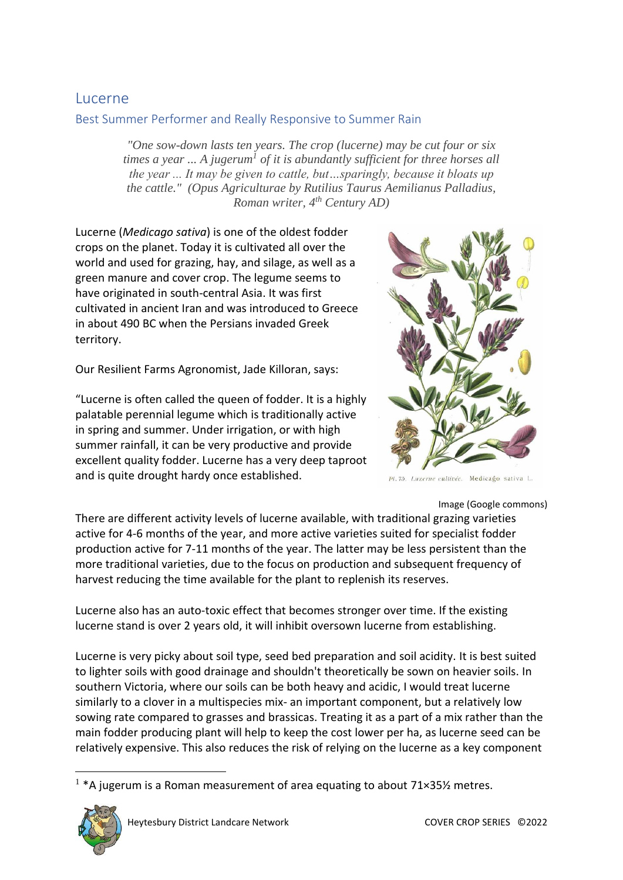# Lucerne

## Best Summer Performer and Really Responsive to Summer Rain

> *"One sow-down lasts ten years. The crop (lucerne) may be cut four or six times a year ... A jugerum[1] of it is abundantly sufficient for three horses all the year ... It may be given to cattle, but…sparingly, because it bloats up the cattle." (Opus Agriculturae by Rutilius Taurus Aemilianus Palladius, Roman writer, 4th Century AD)*

Lucerne (*Medicago sativa*) is one of the oldest fodder crops on the planet. Today it is cultivated all over the world and used for grazing, hay, and silage, as well as a green manure and cover crop. The legume seems to have originated in south-central Asia. It was first cultivated in ancient Iran and was introduced to Greece in about 490 BC when the Persians invaded Greek territory.

Our Resilient Farms Agronomist, Jade Killoran, says:

"Lucerne is often called the queen of fodder. It is a highly palatable perennial legume which is traditionally active in spring and summer. Under irrigation, or with high summer rainfall, it can be very productive and provide excellent quality fodder. Lucerne has a very deep taproot and is quite drought hardy once established.

Pl. 75. Luzerne cultivée. Medicago sativa L.

Image (Google commons)

There are different activity levels of lucerne available, with traditional grazing varieties active for 4-6 months of the year, and more active varieties suited for specialist fodder production active for 7-11 months of the year. The latter may be less persistent than the more traditional varieties, due to the focus on production and subsequent frequency of harvest reducing the time available for the plant to replenish its reserves.

Lucerne also has an auto-toxic effect that becomes stronger over time. If the existing lucerne stand is over 2 years old, it will inhibit oversown lucerne from establishing.

Lucerne is very picky about soil type, seed bed preparation and soil acidity. It is best suited to lighter soils with good drainage and shouldn't theoretically be sown on heavier soils. In southern Victoria, where our soils can be both heavy and acidic, I would treat lucerne similarly to a clover in a multispecies mix- an important component, but a relatively low sowing rate compared to grasses and brassicas. Treating it as a part of a mix rather than the main fodder producing plant will help to keep the cost lower per ha, as lucerne seed can be relatively expensive. This also reduces the risk of relying on the lucerne as a key component

---

[1] *A jugerum is a Roman measurement of area equating to about 71×35½ metres.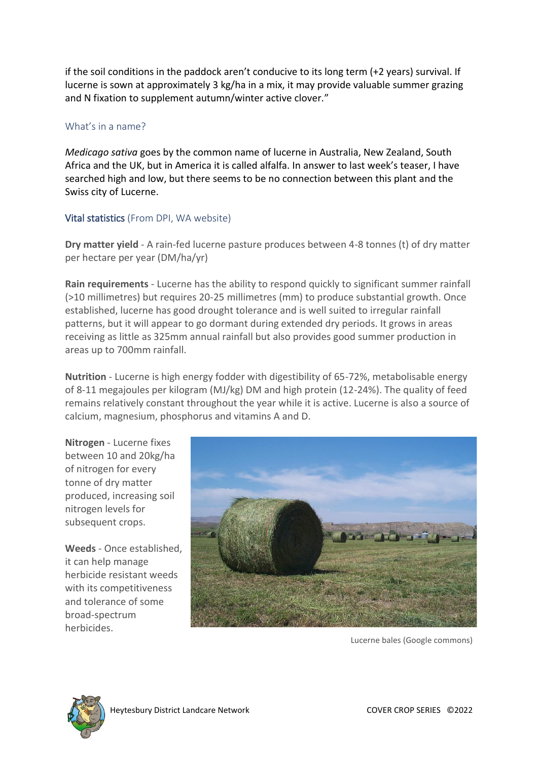if the soil conditions in the paddock aren't conducive to its long term (+2 years) survival. If lucerne is sown at approximately 3 kg/ha in a mix, it may provide valuable summer grazing and N fixation to supplement autumn/winter active clover."

### What's in a name?

*Medicago sativa* goes by the common name of lucerne in Australia, New Zealand, South Africa and the UK, but in America it is called alfalfa. In answer to last week's teaser, I have searched high and low, but there seems to be no connection between this plant and the Swiss city of Lucerne.

### Vital statistics (From DPI, WA website)

**Dry matter yield** - A rain-fed lucerne pasture produces between 4-8 tonnes (t) of dry matter per hectare per year (DM/ha/yr)

**Rain requirements** - Lucerne has the ability to respond quickly to significant summer rainfall (>10 millimetres) but requires 20-25 millimetres (mm) to produce substantial growth. Once established, lucerne has good drought tolerance and is well suited to irregular rainfall patterns, but it will appear to go dormant during extended dry periods. It grows in areas receiving as little as 325mm annual rainfall but also provides good summer production in areas up to 700mm rainfall.

**Nutrition** - Lucerne is high energy fodder with digestibility of 65-72%, metabolisable energy of 8-11 megajoules per kilogram (MJ/kg) DM and high protein (12-24%). The quality of feed remains relatively constant throughout the year while it is active. Lucerne is also a source of calcium, magnesium, phosphorus and vitamins A and D.

**Nitrogen** - Lucerne fixes between 10 and 20kg/ha of nitrogen for every tonne of dry matter produced, increasing soil nitrogen levels for subsequent crops.

**Weeds** - Once established, it can help manage herbicide resistant weeds with its competitiveness and tolerance of some broad-spectrum herbicides.

Lucerne bales (Google commons)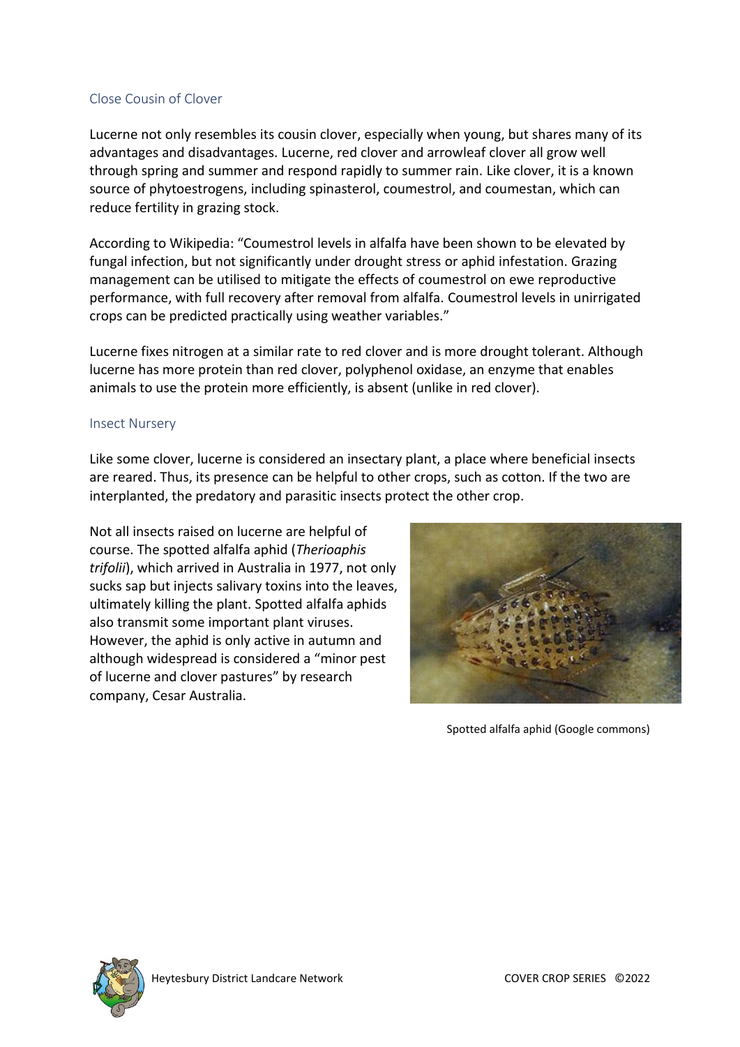## Close Cousin of Clover

Lucerne not only resembles its cousin clover, especially when young, but shares many of its advantages and disadvantages. Lucerne, red clover and arrowleaf clover all grow well through spring and summer and respond rapidly to summer rain. Like clover, it is a known source of phytoestrogens, including spinasterol, coumestrol, and coumestan, which can reduce fertility in grazing stock.

According to Wikipedia: "Coumestrol levels in alfalfa have been shown to be elevated by fungal infection, but not significantly under drought stress or aphid infestation. Grazing management can be utilised to mitigate the effects of coumestrol on ewe reproductive performance, with full recovery after removal from alfalfa. Coumestrol levels in unirrigated crops can be predicted practically using weather variables."

Lucerne fixes nitrogen at a similar rate to red clover and is more drought tolerant. Although lucerne has more protein than red clover, polyphenol oxidase, an enzyme that enables animals to use the protein more efficiently, is absent (unlike in red clover).

## Insect Nursery

Like some clover, lucerne is considered an insectary plant, a place where beneficial insects are reared. Thus, its presence can be helpful to other crops, such as cotton. If the two are interplanted, the predatory and parasitic insects protect the other crop.

Not all insects raised on lucerne are helpful of course. The spotted alfalfa aphid (*Therioaphis trifolii*), which arrived in Australia in 1977, not only sucks sap but injects salivary toxins into the leaves, ultimately killing the plant. Spotted alfalfa aphids also transmit some important plant viruses. However, the aphid is only active in autumn and although widespread is considered a "minor pest of lucerne and clover pastures" by research company, Cesar Australia.

Spotted alfalfa aphid (Google commons)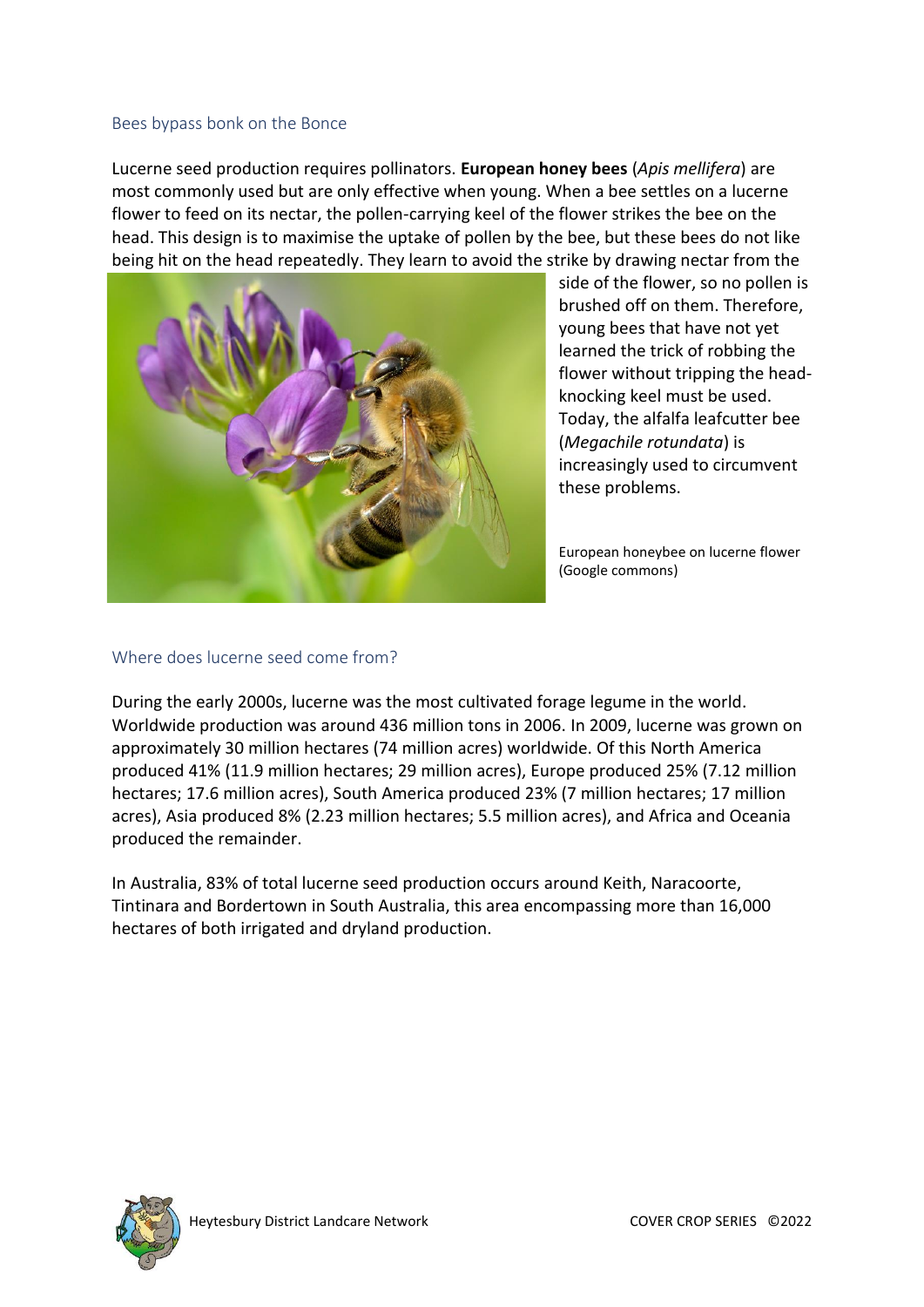## Bees bypass bonk on the Bonce

Lucerne seed production requires pollinators. **European honey bees** (*Apis mellifera*) are most commonly used but are only effective when young. When a bee settles on a lucerne flower to feed on its nectar, the pollen-carrying keel of the flower strikes the bee on the head. This design is to maximise the uptake of pollen by the bee, but these bees do not like being hit on the head repeatedly. They learn to avoid the strike by drawing nectar from the side of the flower, so no pollen is brushed off on them. Therefore, young bees that have not yet learned the trick of robbing the flower without tripping the head-knocking keel must be used. Today, the alfalfa leafcutter bee (*Megachile rotundata*) is increasingly used to circumvent these problems.

European honeybee on lucerne flower (Google commons)

## Where does lucerne seed come from?

During the early 2000s, lucerne was the most cultivated forage legume in the world. Worldwide production was around 436 million tons in 2006. In 2009, lucerne was grown on approximately 30 million hectares (74 million acres) worldwide. Of this North America produced 41% (11.9 million hectares; 29 million acres), Europe produced 25% (7.12 million hectares; 17.6 million acres), South America produced 23% (7 million hectares; 17 million acres), Asia produced 8% (2.23 million hectares; 5.5 million acres), and Africa and Oceania produced the remainder.

In Australia, 83% of total lucerne seed production occurs around Keith, Naracoorte, Tintinara and Bordertown in South Australia, this area encompassing more than 16,000 hectares of both irrigated and dryland production.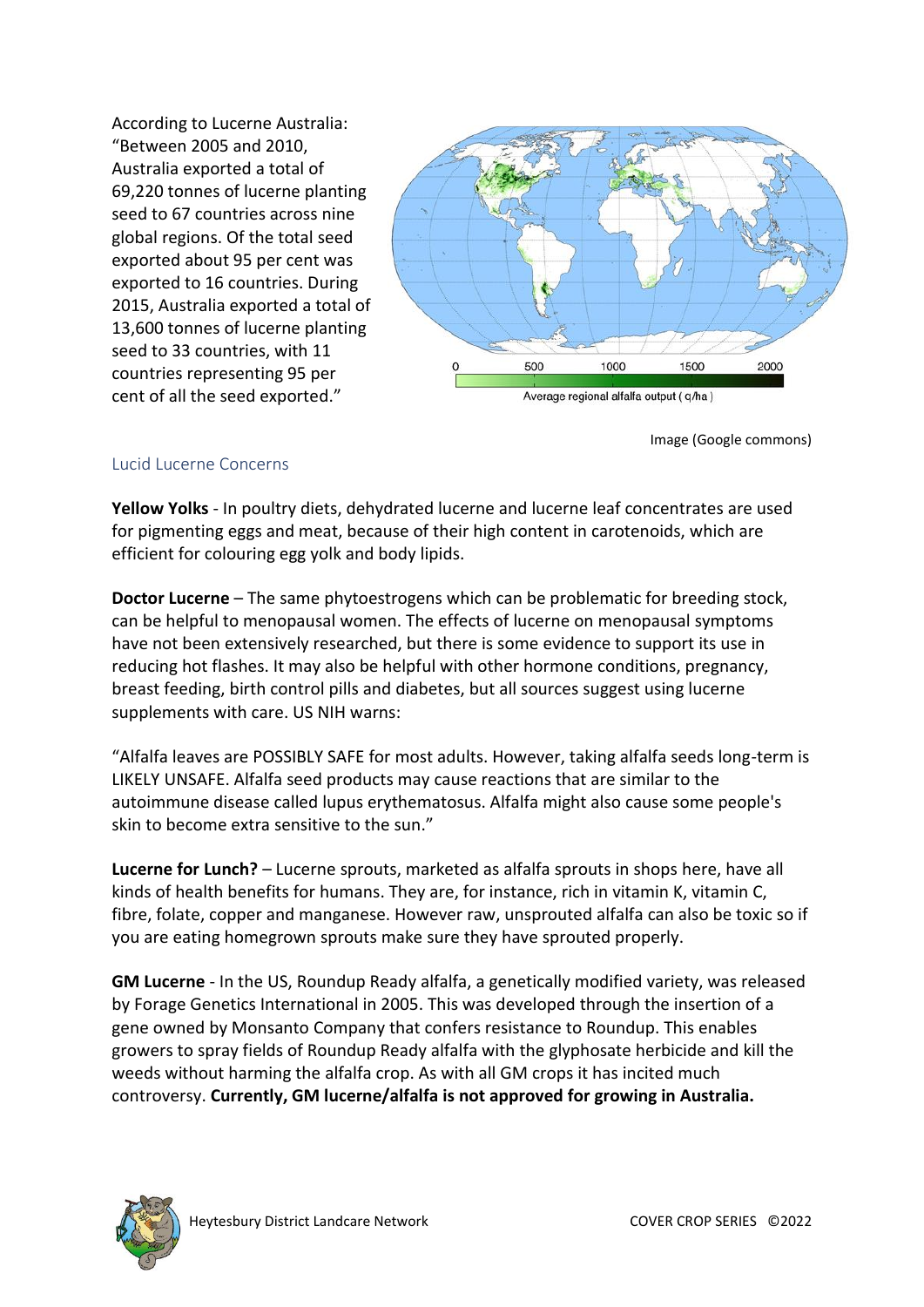According to Lucerne Australia: "Between 2005 and 2010, Australia exported a total of 69,220 tonnes of lucerne planting seed to 67 countries across nine global regions. Of the total seed exported about 95 per cent was exported to 16 countries. During 2015, Australia exported a total of 13,600 tonnes of lucerne planting seed to 33 countries, with 11 countries representing 95 per cent of all the seed exported."

0
500
1000
1500
2000
Average regional alfalfa output ( q/ha )

Image (Google commons)

## Lucid Lucerne Concerns

**Yellow Yolks** - In poultry diets, dehydrated lucerne and lucerne leaf concentrates are used for pigmenting eggs and meat, because of their high content in carotenoids, which are efficient for colouring egg yolk and body lipids.

**Doctor Lucerne** – The same phytoestrogens which can be problematic for breeding stock, can be helpful to menopausal women. The effects of lucerne on menopausal symptoms have not been extensively researched, but there is some evidence to support its use in reducing hot flashes. It may also be helpful with other hormone conditions, pregnancy, breast feeding, birth control pills and diabetes, but all sources suggest using lucerne supplements with care. US NIH warns:

"Alfalfa leaves are POSSIBLY SAFE for most adults. However, taking alfalfa seeds long-term is LIKELY UNSAFE. Alfalfa seed products may cause reactions that are similar to the autoimmune disease called lupus erythematosus. Alfalfa might also cause some people's skin to become extra sensitive to the sun."

**Lucerne for Lunch?** – Lucerne sprouts, marketed as alfalfa sprouts in shops here, have all kinds of health benefits for humans. They are, for instance, rich in vitamin K, vitamin C, fibre, folate, copper and manganese. However raw, unsprouted alfalfa can also be toxic so if you are eating homegrown sprouts make sure they have sprouted properly.

**GM Lucerne** - In the US, Roundup Ready alfalfa, a genetically modified variety, was released by Forage Genetics International in 2005. This was developed through the insertion of a gene owned by Monsanto Company that confers resistance to Roundup. This enables growers to spray fields of Roundup Ready alfalfa with the glyphosate herbicide and kill the weeds without harming the alfalfa crop. As with all GM crops it has incited much controversy. **Currently, GM lucerne/alfalfa is not approved for growing in Australia.**